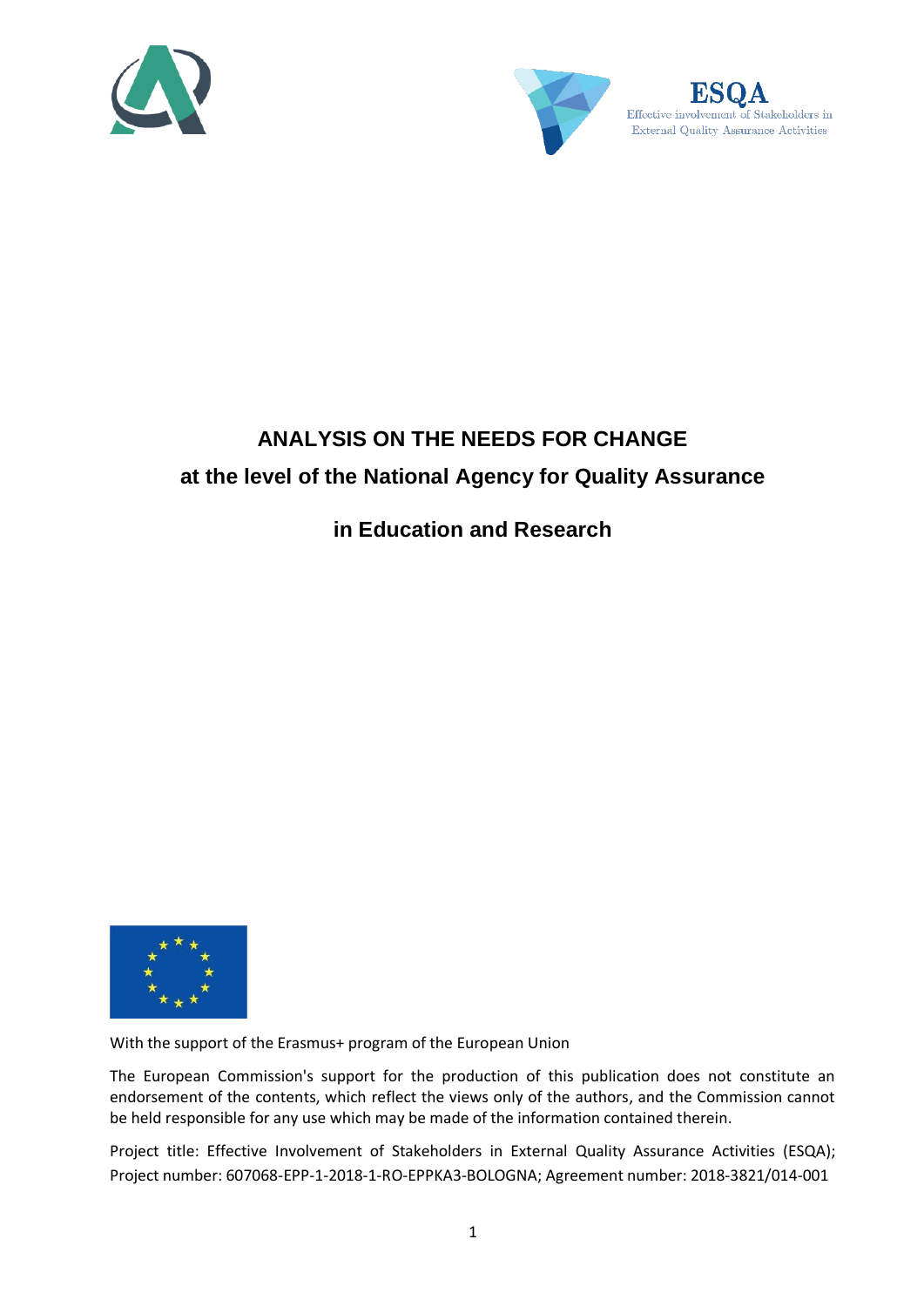ESQA
Effective involvement of Stakeholders in External Quality Assurance Activities

# ANALYSIS ON THE NEEDS FOR CHANGE

## at the level of the National Agency for Quality Assurance in Education and Research

With the support of the Erasmus+ program of the European Union

The European Commission's support for the production of this publication does not constitute an endorsement of the contents, which reflect the views only of the authors, and the Commission cannot be held responsible for any use which may be made of the information contained therein.

Project title: Effective Involvement of Stakeholders in External Quality Assurance Activities (ESQA); Project number: 607068-EPP-1-2018-1-RO-EPPKA3-BOLOGNA; Agreement number: 2018-3821/014-001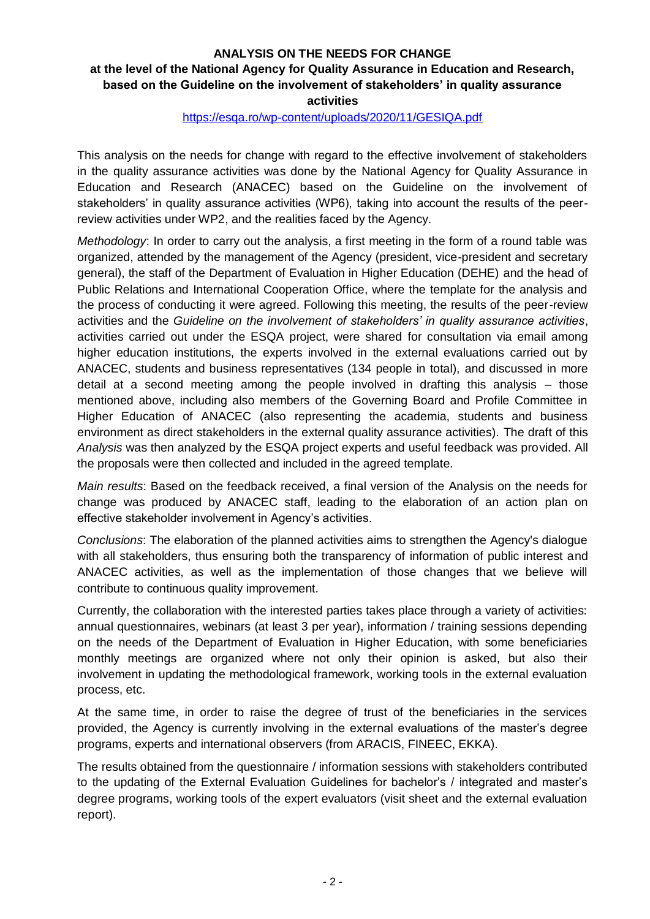**ANALYSIS ON THE NEEDS FOR CHANGE**
**at the level of the National Agency for Quality Assurance in Education and Research, based on the Guideline on the involvement of stakeholders' in quality assurance activities**

https://esqa.ro/wp-content/uploads/2020/11/GESIQA.pdf

This analysis on the needs for change with regard to the effective involvement of stakeholders in the quality assurance activities was done by the National Agency for Quality Assurance in Education and Research (ANACEC) based on the Guideline on the involvement of stakeholders' in quality assurance activities (WP6), taking into account the results of the peer-review activities under WP2, and the realities faced by the Agency.

*Methodology*: In order to carry out the analysis, a first meeting in the form of a round table was organized, attended by the management of the Agency (president, vice-president and secretary general), the staff of the Department of Evaluation in Higher Education (DEHE) and the head of Public Relations and International Cooperation Office, where the template for the analysis and the process of conducting it were agreed. Following this meeting, the results of the peer-review activities and the *Guideline on the involvement of stakeholders' in quality assurance activities*, activities carried out under the ESQA project, were shared for consultation via email among higher education institutions, the experts involved in the external evaluations carried out by ANACEC, students and business representatives (134 people in total), and discussed in more detail at a second meeting among the people involved in drafting this analysis – those mentioned above, including also members of the Governing Board and Profile Committee in Higher Education of ANACEC (also representing the academia, students and business environment as direct stakeholders in the external quality assurance activities). The draft of this *Analysis* was then analyzed by the ESQA project experts and useful feedback was provided. All the proposals were then collected and included in the agreed template.

*Main results*: Based on the feedback received, a final version of the Analysis on the needs for change was produced by ANACEC staff, leading to the elaboration of an action plan on effective stakeholder involvement in Agency's activities.

*Conclusions*: The elaboration of the planned activities aims to strengthen the Agency's dialogue with all stakeholders, thus ensuring both the transparency of information of public interest and ANACEC activities, as well as the implementation of those changes that we believe will contribute to continuous quality improvement.

Currently, the collaboration with the interested parties takes place through a variety of activities: annual questionnaires, webinars (at least 3 per year), information / training sessions depending on the needs of the Department of Evaluation in Higher Education, with some beneficiaries monthly meetings are organized where not only their opinion is asked, but also their involvement in updating the methodological framework, working tools in the external evaluation process, etc.

At the same time, in order to raise the degree of trust of the beneficiaries in the services provided, the Agency is currently involving in the external evaluations of the master's degree programs, experts and international observers (from ARACIS, FINEEC, EKKA).

The results obtained from the questionnaire / information sessions with stakeholders contributed to the updating of the External Evaluation Guidelines for bachelor's / integrated and master's degree programs, working tools of the expert evaluators (visit sheet and the external evaluation report).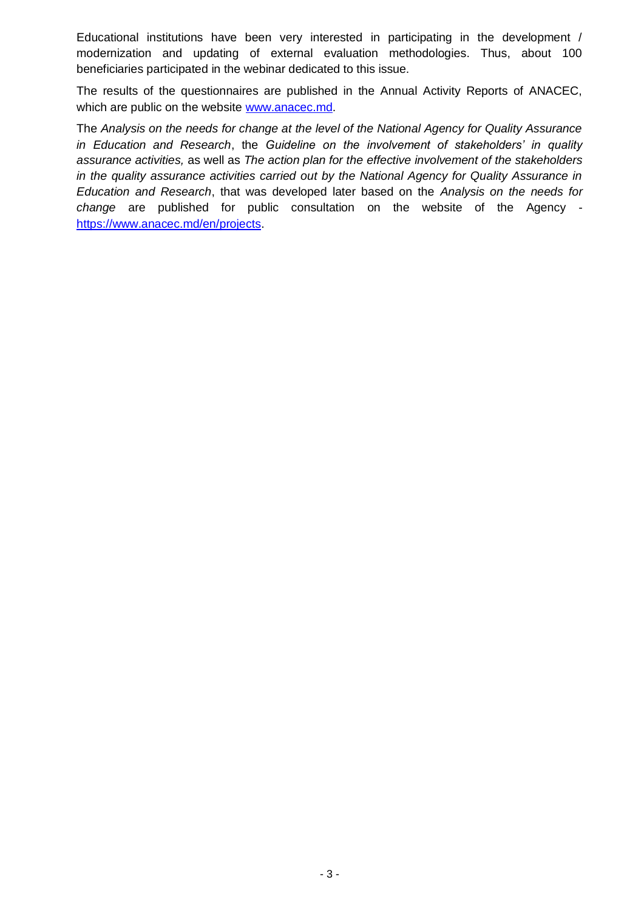Educational institutions have been very interested in participating in the development / modernization and updating of external evaluation methodologies. Thus, about 100 beneficiaries participated in the webinar dedicated to this issue.

The results of the questionnaires are published in the Annual Activity Reports of ANACEC, which are public on the website [www.anacec.md](www.anacec.md).

The *Analysis on the needs for change at the level of the National Agency for Quality Assurance in Education and Research*, the *Guideline on the involvement of stakeholders' in quality assurance activities,* as well as *The action plan for the effective involvement of the stakeholders in the quality assurance activities carried out by the National Agency for Quality Assurance in Education and Research*, that was developed later based on the *Analysis on the needs for change* are published for public consultation on the website of the Agency - [https://www.anacec.md/en/projects](https://www.anacec.md/en/projects).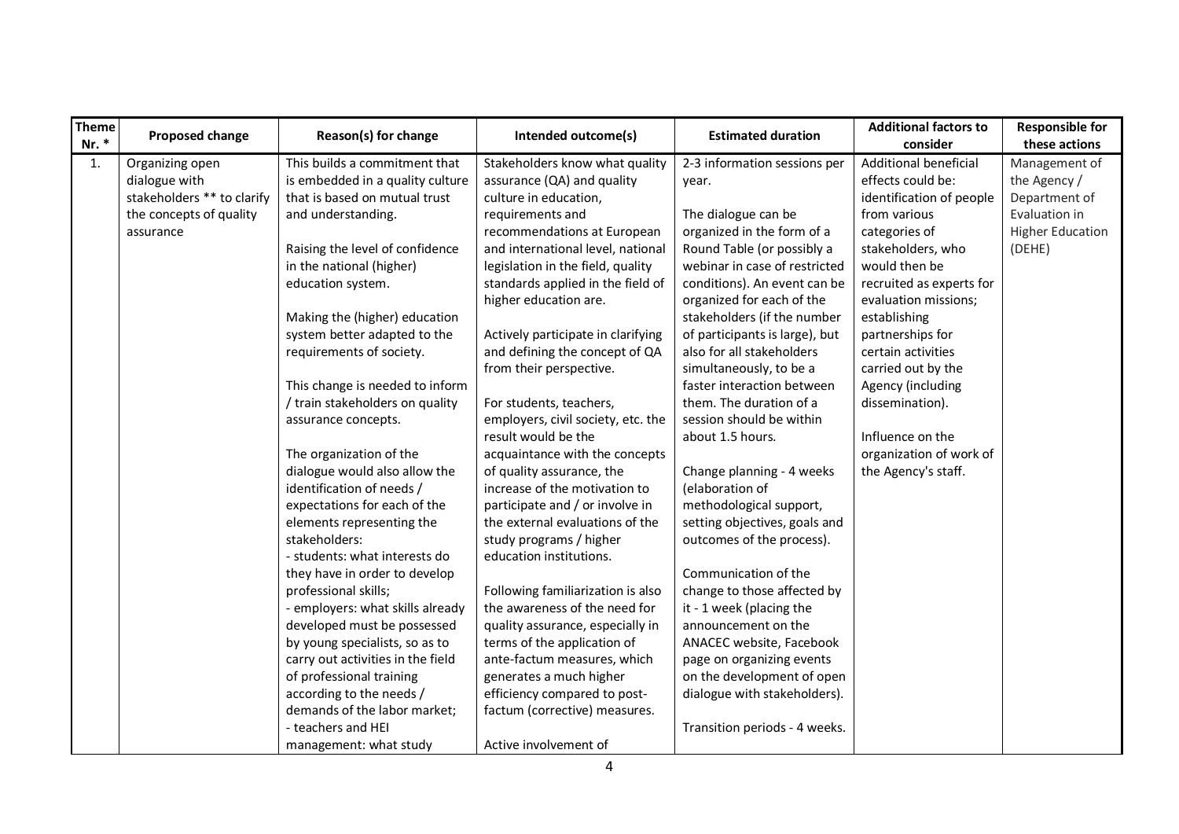| Theme Nr. * | Proposed change | Reason(s) for change | Intended outcome(s) | Estimated duration | Additional factors to consider | Responsible for these actions |
|---|---|---|---|---|---|---|
| 1. | Organizing open dialogue with stakeholders ** to clarify the concepts of quality assurance | This builds a commitment that is embedded in a quality culture that is based on mutual trust and understanding.<br><br>Raising the level of confidence in the national (higher) education system.<br><br>Making the (higher) education system better adapted to the requirements of society.<br><br>This change is needed to inform / train stakeholders on quality assurance concepts.<br><br>The organization of the dialogue would also allow the identification of needs / expectations for each of the elements representing the stakeholders:<br>- students: what interests do they have in order to develop professional skills;<br>- employers: what skills already developed must be possessed by young specialists, so as to carry out activities in the field of professional training according to the needs / demands of the labor market;<br>- teachers and HEI management: what study | Stakeholders know what quality assurance (QA) and quality culture in education, requirements and recommendations at European and international level, national legislation in the field, quality standards applied in the field of higher education are.<br><br>Actively participate in clarifying and defining the concept of QA from their perspective.<br><br>For students, teachers, employers, civil society, etc. the result would be the acquaintance with the concepts of quality assurance, the increase of the motivation to participate and / or involve in the external evaluations of the study programs / higher education institutions.<br><br>Following familiarization is also the awareness of the need for quality assurance, especially in terms of the application of ante-factum measures, which generates a much higher efficiency compared to post-factum (corrective) measures.<br><br>Active involvement of | 2-3 information sessions per year.<br><br>The dialogue can be organized in the form of a Round Table (or possibly a webinar in case of restricted conditions). An event can be organized for each of the stakeholders (if the number of participants is large), but also for all stakeholders simultaneously, to be a faster interaction between them. The duration of a session should be within about 1.5 hours.<br><br>Change planning - 4 weeks (elaboration of methodological support, setting objectives, goals and outcomes of the process).<br><br>Communication of the change to those affected by it - 1 week (placing the announcement on the ANACEC website, Facebook page on organizing events on the development of open dialogue with stakeholders).<br><br>Transition periods - 4 weeks. | Additional beneficial effects could be: identification of people from various categories of stakeholders, who would then be recruited as experts for evaluation missions; establishing partnerships for certain activities carried out by the Agency (including dissemination).<br><br>Influence on the organization of work of the Agency's staff. | Management of the Agency / Department of Evaluation in Higher Education (DEHE) |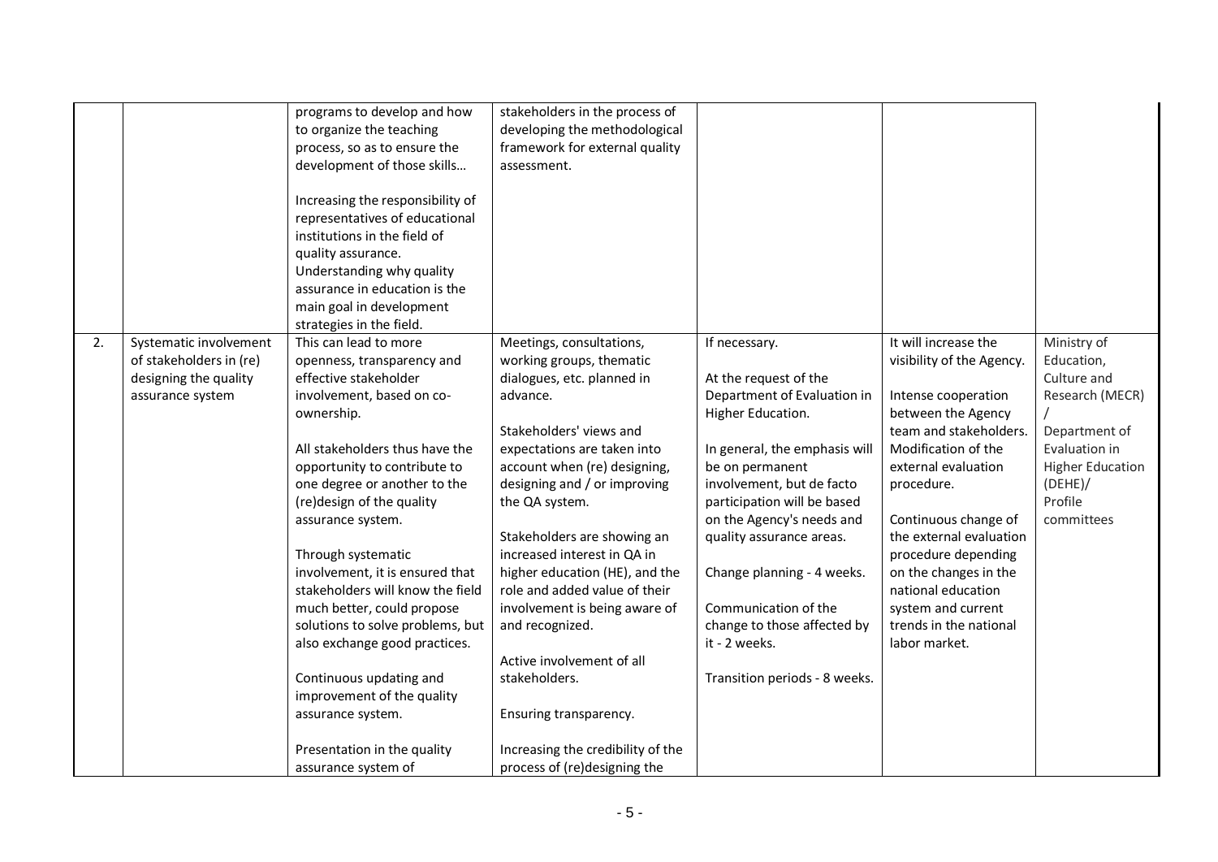| | | | | | | |
|---|---|---|---|---|---|---|
| | | programs to develop and how to organize the teaching process, so as to ensure the development of those skills…<br><br>Increasing the responsibility of representatives of educational institutions in the field of quality assurance.<br>Understanding why quality assurance in education is the main goal in development strategies in the field. | stakeholders in the process of developing the methodological framework for external quality assessment. | | | |
| 2. | Systematic involvement of stakeholders in (re) designing the quality assurance system | This can lead to more openness, transparency and effective stakeholder involvement, based on co-ownership.<br><br>All stakeholders thus have the opportunity to contribute to one degree or another to the (re)design of the quality assurance system.<br><br>Through systematic involvement, it is ensured that stakeholders will know the field much better, could propose solutions to solve problems, but also exchange good practices.<br><br>Continuous updating and improvement of the quality assurance system.<br><br>Presentation in the quality assurance system of | Meetings, consultations, working groups, thematic dialogues, etc. planned in advance.<br><br>Stakeholders' views and expectations are taken into account when (re) designing, designing and / or improving the QA system.<br><br>Stakeholders are showing an increased interest in QA in higher education (HE), and the role and added value of their involvement is being aware of and recognized.<br><br>Active involvement of all stakeholders.<br><br>Ensuring transparency.<br><br>Increasing the credibility of the process of (re)designing the | If necessary.<br><br>At the request of the Department of Evaluation in Higher Education.<br><br>In general, the emphasis will be on permanent involvement, but de facto participation will be based on the Agency's needs and quality assurance areas.<br><br>Change planning - 4 weeks.<br><br>Communication of the change to those affected by it - 2 weeks.<br><br>Transition periods - 8 weeks. | It will increase the visibility of the Agency.<br><br>Intense cooperation between the Agency team and stakeholders. Modification of the external evaluation procedure.<br><br>Continuous change of the external evaluation procedure depending on the changes in the national education system and current trends in the national labor market. | Ministry of Education, Culture and Research (MECR) /<br>Department of Evaluation in Higher Education (DEHE)/<br>Profile committees |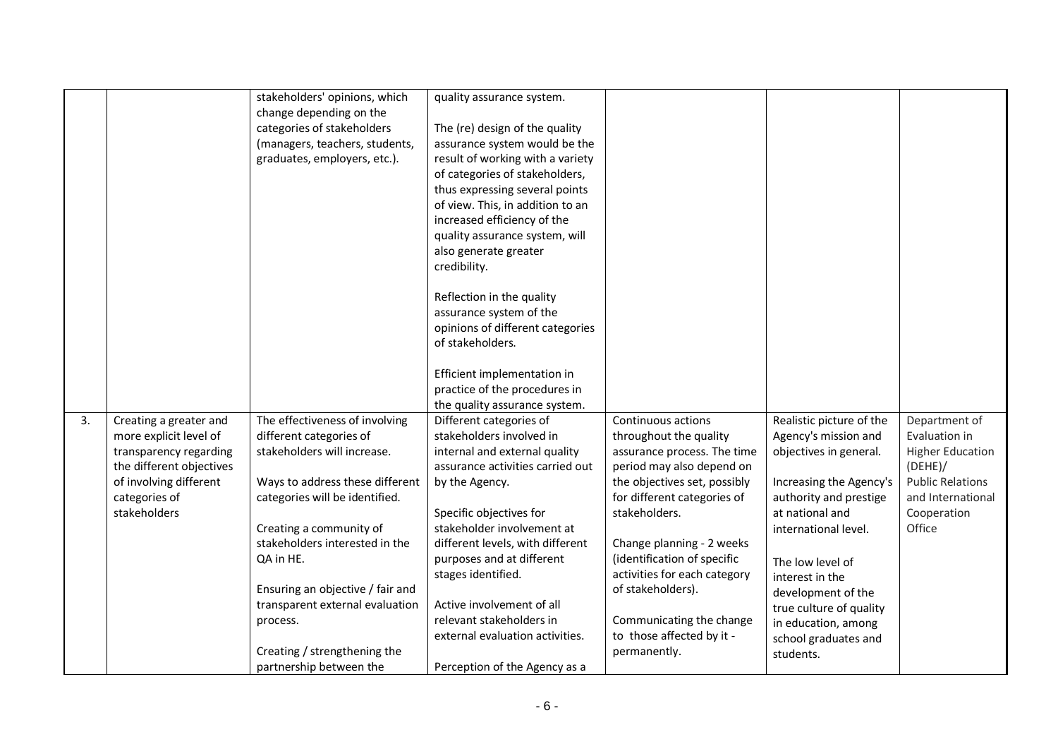| | | | | | | |
|---|---|---|---|---|---|---|
| | | stakeholders' opinions, which change depending on the categories of stakeholders (managers, teachers, students, graduates, employers, etc.). | quality assurance system.<br><br>The (re) design of the quality assurance system would be the result of working with a variety of categories of stakeholders, thus expressing several points of view. This, in addition to an increased efficiency of the quality assurance system, will also generate greater credibility.<br><br>Reflection in the quality assurance system of the opinions of different categories of stakeholders.<br><br>Efficient implementation in practice of the procedures in the quality assurance system. | | | |
| 3. | Creating a greater and more explicit level of transparency regarding the different objectives of involving different categories of stakeholders | The effectiveness of involving different categories of stakeholders will increase.<br><br>Ways to address these different categories will be identified.<br><br>Creating a community of stakeholders interested in the QA in HE.<br><br>Ensuring an objective / fair and transparent external evaluation process.<br><br>Creating / strengthening the partnership between the | Different categories of stakeholders involved in internal and external quality assurance activities carried out by the Agency.<br><br>Specific objectives for stakeholder involvement at different levels, with different purposes and at different stages identified.<br><br>Active involvement of all relevant stakeholders in external evaluation activities.<br><br>Perception of the Agency as a | Continuous actions throughout the quality assurance process. The time period may also depend on the objectives set, possibly for different categories of stakeholders.<br><br>Change planning - 2 weeks (identification of specific activities for each category of stakeholders).<br><br>Communicating the change to those affected by it - permanently. | Realistic picture of the Agency's mission and objectives in general.<br><br>Increasing the Agency's authority and prestige at national and international level.<br><br>The low level of interest in the development of the true culture of quality in education, among school graduates and students. | Department of Evaluation in Higher Education (DEHE)/ Public Relations and International Cooperation Office |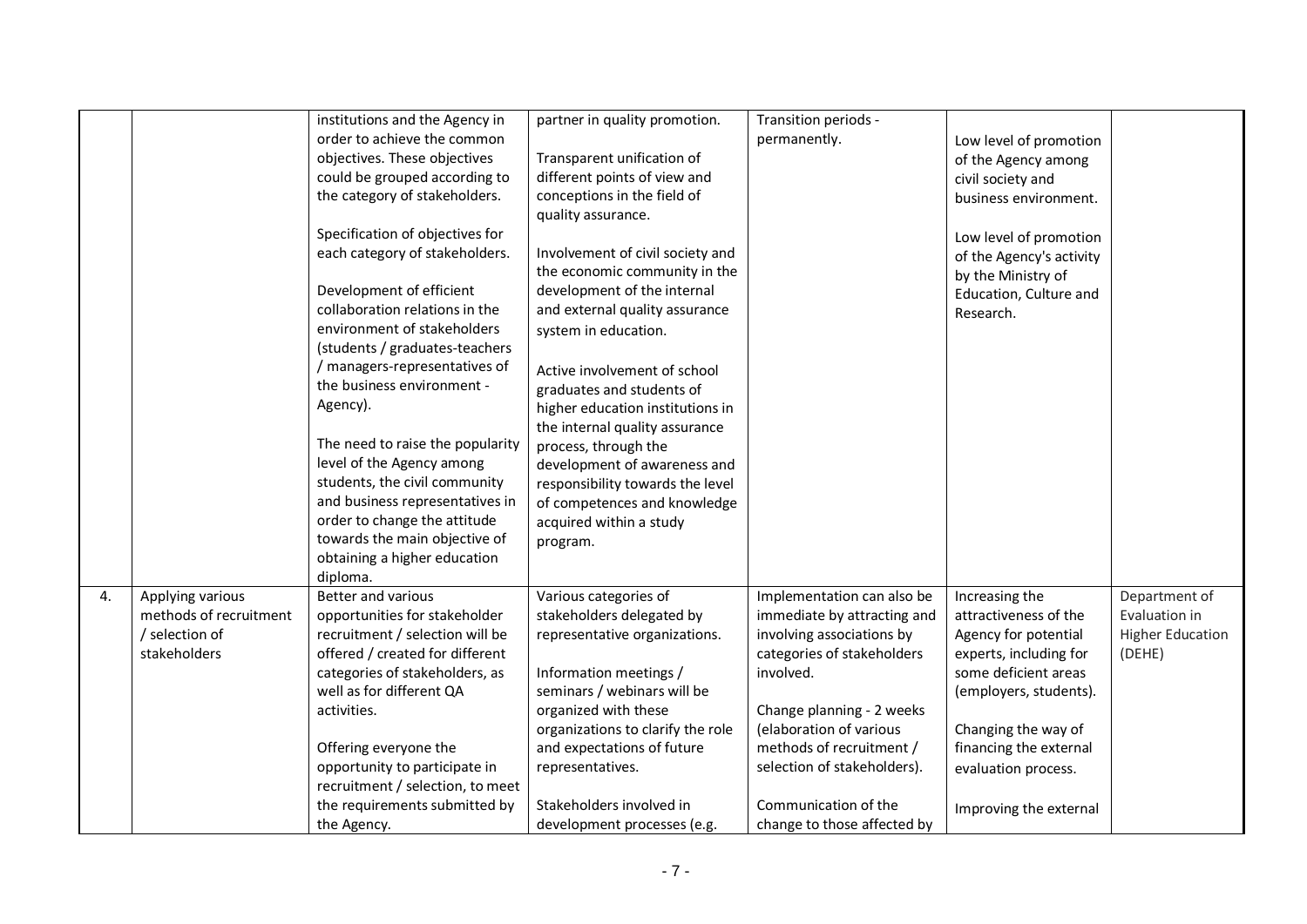| | | | | | | |
|---|---|---|---|---|---|---|
| | | institutions and the Agency in order to achieve the common objectives. These objectives could be grouped according to the category of stakeholders.<br><br>Specification of objectives for each category of stakeholders.<br><br>Development of efficient collaboration relations in the environment of stakeholders (students / graduates-teachers / managers-representatives of the business environment - Agency).<br><br>The need to raise the popularity level of the Agency among students, the civil community and business representatives in order to change the attitude towards the main objective of obtaining a higher education diploma. | partner in quality promotion.<br><br>Transparent unification of different points of view and conceptions in the field of quality assurance.<br><br>Involvement of civil society and the economic community in the development of the internal and external quality assurance system in education.<br><br>Active involvement of school graduates and students of higher education institutions in the internal quality assurance process, through the development of awareness and responsibility towards the level of competences and knowledge acquired within a study program. | Transition periods - permanently. | Low level of promotion of the Agency among civil society and business environment.<br><br>Low level of promotion of the Agency's activity by the Ministry of Education, Culture and Research. | |
| 4. | Applying various methods of recruitment / selection of stakeholders | Better and various opportunities for stakeholder recruitment / selection will be offered / created for different categories of stakeholders, as well as for different QA activities.<br><br>Offering everyone the opportunity to participate in recruitment / selection, to meet the requirements submitted by the Agency. | Various categories of stakeholders delegated by representative organizations.<br><br>Information meetings / seminars / webinars will be organized with these organizations to clarify the role and expectations of future representatives.<br><br>Stakeholders involved in development processes (e.g. | Implementation can also be immediate by attracting and involving associations by categories of stakeholders involved.<br><br>Change planning - 2 weeks (elaboration of various methods of recruitment / selection of stakeholders).<br><br>Communication of the change to those affected by | Increasing the attractiveness of the Agency for potential experts, including for some deficient areas (employers, students).<br><br>Changing the way of financing the external evaluation process.<br><br>Improving the external | Department of Evaluation in Higher Education (DEHE) |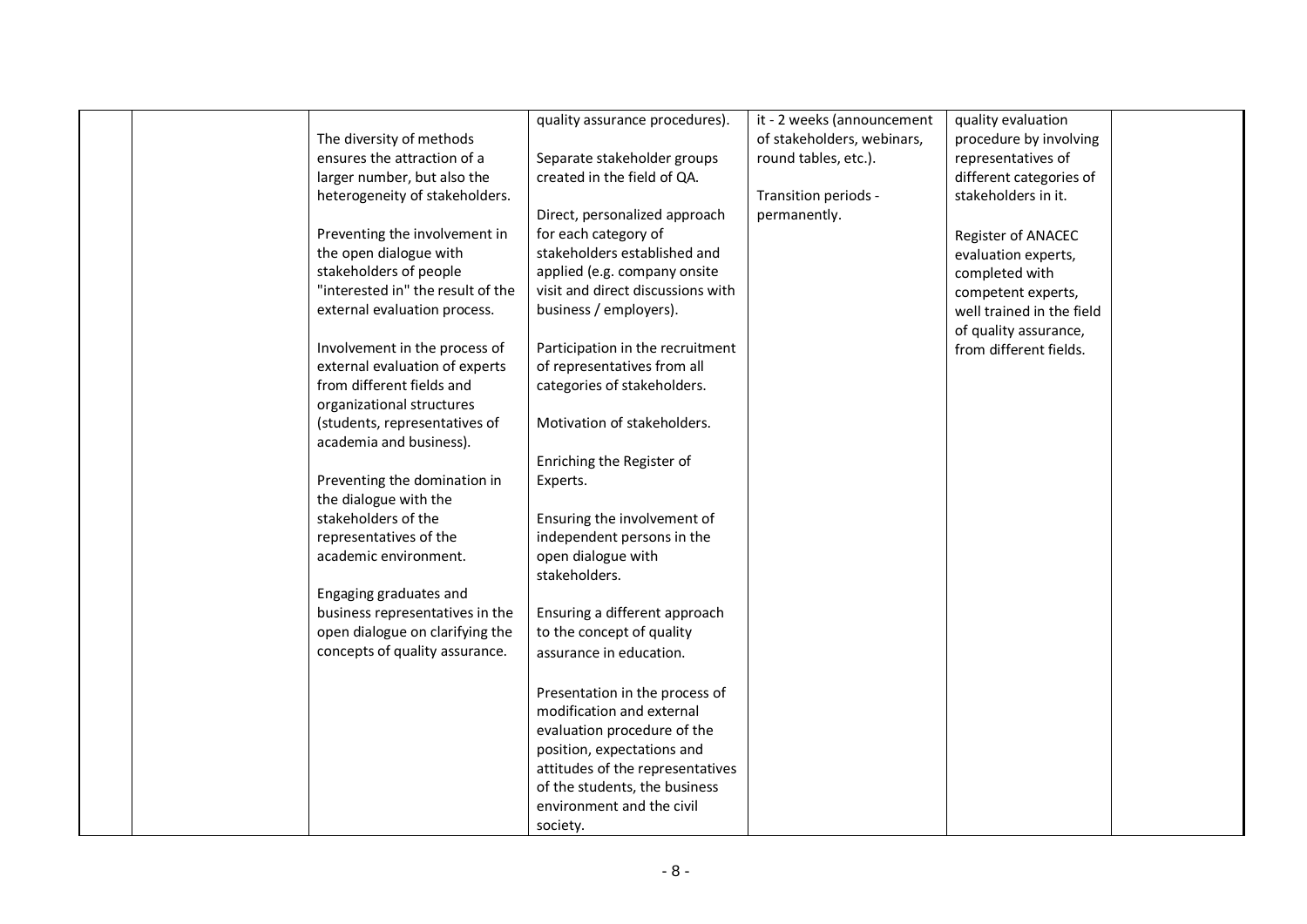| | | | | | | |
|---|---|---|---|---|---|---|
| | | The diversity of methods ensures the attraction of a larger number, but also the heterogeneity of stakeholders.<br><br>Preventing the involvement in the open dialogue with stakeholders of people "interested in" the result of the external evaluation process.<br><br>Involvement in the process of external evaluation of experts from different fields and organizational structures (students, representatives of academia and business).<br><br>Preventing the domination in the dialogue with the stakeholders of the representatives of the academic environment.<br><br>Engaging graduates and business representatives in the open dialogue on clarifying the concepts of quality assurance. | quality assurance procedures).<br><br>Separate stakeholder groups created in the field of QA.<br><br>Direct, personalized approach for each category of stakeholders established and applied (e.g. company onsite visit and direct discussions with business / employers).<br><br>Participation in the recruitment of representatives from all categories of stakeholders.<br><br>Motivation of stakeholders.<br><br>Enriching the Register of Experts.<br><br>Ensuring the involvement of independent persons in the open dialogue with stakeholders.<br><br>Ensuring a different approach to the concept of quality assurance in education.<br><br>Presentation in the process of modification and external evaluation procedure of the position, expectations and attitudes of the representatives of the students, the business environment and the civil society. | it - 2 weeks (announcement of stakeholders, webinars, round tables, etc.).<br><br>Transition periods - permanently. | quality evaluation procedure by involving representatives of different categories of stakeholders in it.<br><br>Register of ANACEC evaluation experts, completed with competent experts, well trained in the field of quality assurance, from different fields. | |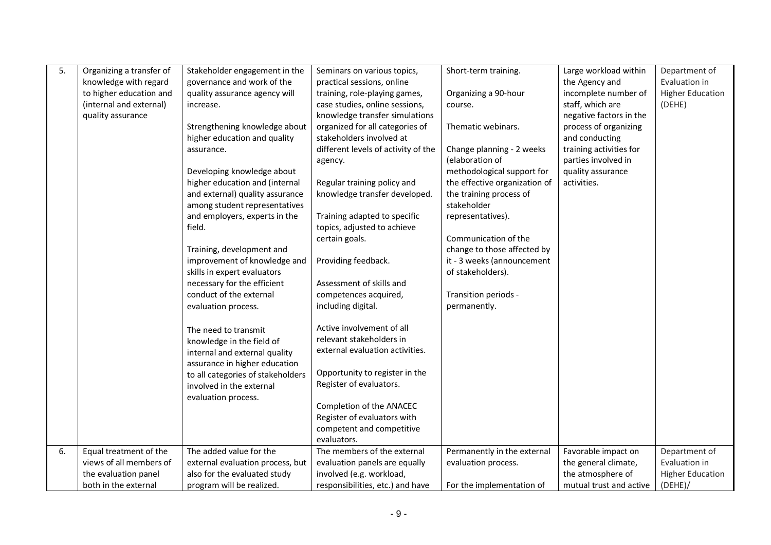| 5. | Organizing a transfer of knowledge with regard to higher education and (internal and external) quality assurance | Stakeholder engagement in the governance and work of the quality assurance agency will increase.<br><br>Strengthening knowledge about higher education and quality assurance.<br><br>Developing knowledge about higher education and (internal and external) quality assurance among student representatives and employers, experts in the field.<br><br>Training, development and improvement of knowledge and skills in expert evaluators necessary for the efficient conduct of the external evaluation process.<br><br>The need to transmit knowledge in the field of internal and external quality assurance in higher education to all categories of stakeholders involved in the external evaluation process. | Seminars on various topics, practical sessions, online training, role-playing games, case studies, online sessions, knowledge transfer simulations organized for all categories of stakeholders involved at different levels of activity of the agency.<br><br>Regular training policy and knowledge transfer developed.<br><br>Training adapted to specific topics, adjusted to achieve certain goals.<br><br>Providing feedback.<br><br>Assessment of skills and competences acquired, including digital.<br><br>Active involvement of all relevant stakeholders in external evaluation activities.<br><br>Opportunity to register in the Register of evaluators.<br><br>Completion of the ANACEC Register of evaluators with competent and competitive evaluators. | Short-term training.<br><br>Organizing a 90-hour course.<br><br>Thematic webinars.<br><br>Change planning - 2 weeks (elaboration of methodological support for the effective organization of the training process of stakeholder representatives).<br><br>Communication of the change to those affected by it - 3 weeks (announcement of stakeholders).<br><br>Transition periods - permanently. | Large workload within the Agency and incomplete number of staff, which are negative factors in the process of organizing and conducting training activities for parties involved in quality assurance activities. | Department of Evaluation in Higher Education (DEHE) |
|---|---|---|---|---|---|---|
| 6. | Equal treatment of the views of all members of the evaluation panel both in the external | The added value for the external evaluation process, but also for the evaluated study program will be realized. | The members of the external evaluation panels are equally involved (e.g. workload, responsibilities, etc.) and have | Permanently in the external evaluation process.<br><br>For the implementation of | Favorable impact on the general climate, the atmosphere of mutual trust and active | Department of Evaluation in Higher Education (DEHE)/ |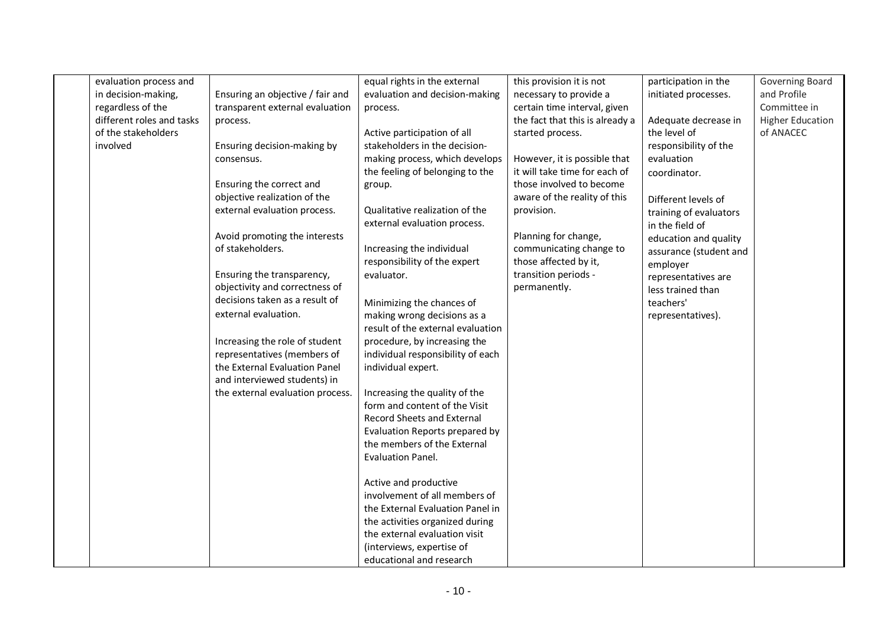| | | | | | | |
|---|---|---|---|---|---|---|
| | evaluation process and in decision-making, regardless of the different roles and tasks of the stakeholders involved | Ensuring an objective / fair and transparent external evaluation process.<br><br>Ensuring decision-making by consensus.<br><br>Ensuring the correct and objective realization of the external evaluation process.<br><br>Avoid promoting the interests of stakeholders.<br><br>Ensuring the transparency, objectivity and correctness of decisions taken as a result of external evaluation.<br><br>Increasing the role of student representatives (members of the External Evaluation Panel and interviewed students) in the external evaluation process. | equal rights in the external evaluation and decision-making process.<br><br>Active participation of all stakeholders in the decision-making process, which develops the feeling of belonging to the group.<br><br>Qualitative realization of the external evaluation process.<br><br>Increasing the individual responsibility of the expert evaluator.<br><br>Minimizing the chances of making wrong decisions as a result of the external evaluation procedure, by increasing the individual responsibility of each individual expert.<br><br>Increasing the quality of the form and content of the Visit Record Sheets and External Evaluation Reports prepared by the members of the External Evaluation Panel.<br><br>Active and productive involvement of all members of the External Evaluation Panel in the activities organized during the external evaluation visit (interviews, expertise of educational and research | this provision it is not necessary to provide a certain time interval, given the fact that this is already a started process.<br><br>However, it is possible that it will take time for each of those involved to become aware of the reality of this provision.<br><br>Planning for change, communicating change to those affected by it, transition periods - permanently. | participation in the initiated processes.<br><br>Adequate decrease in the level of responsibility of the evaluation coordinator.<br><br>Different levels of training of evaluators in the field of education and quality assurance (student and employer representatives are less trained than teachers' representatives). | Governing Board and Profile Committee in Higher Education of ANACEC |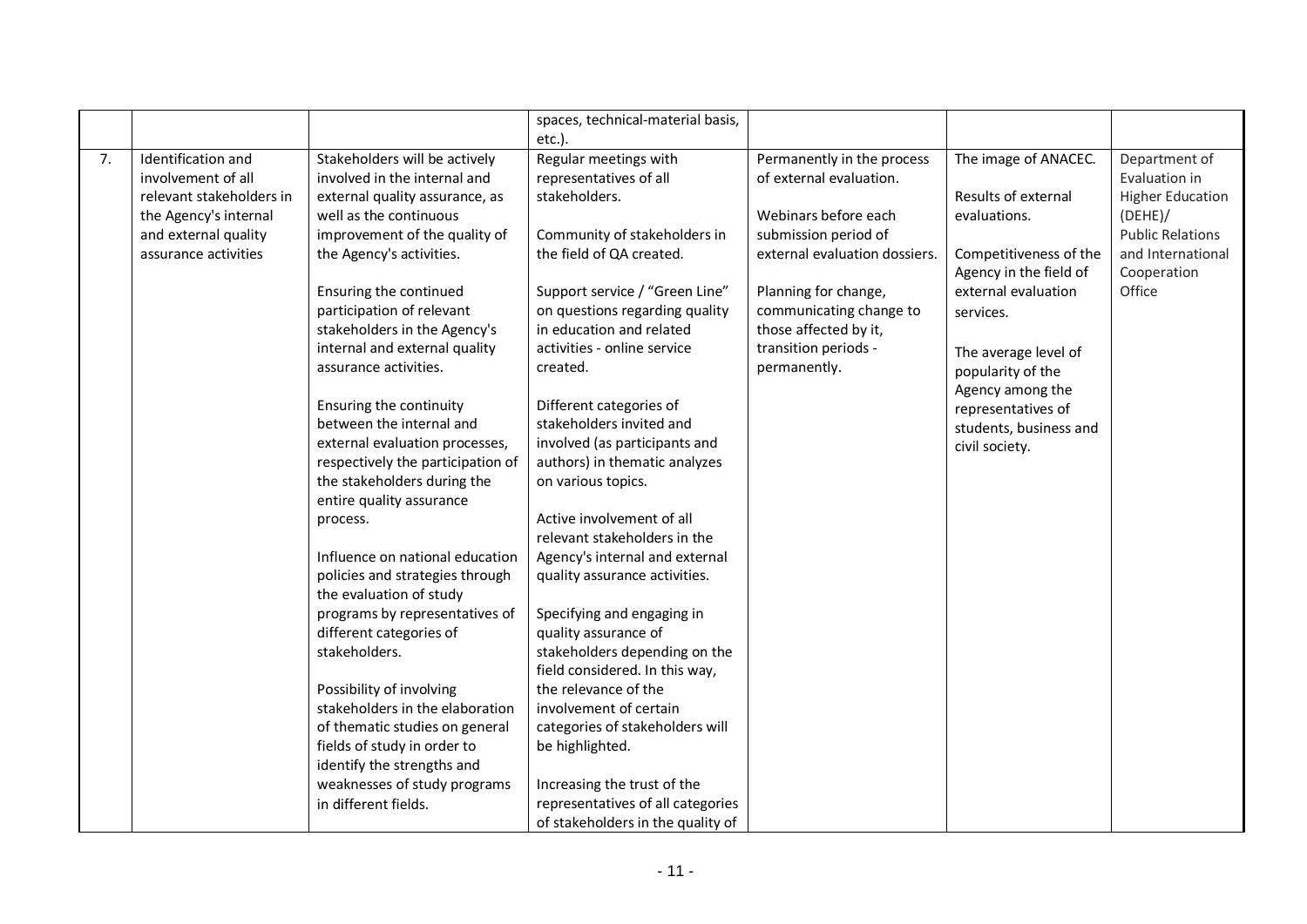| | | | spaces, technical-material basis, etc.). | | | |
|---|---|---|---|---|---|---|
| 7. | Identification and involvement of all relevant stakeholders in the Agency's internal and external quality assurance activities | Stakeholders will be actively involved in the internal and external quality assurance, as well as the continuous improvement of the quality of the Agency's activities.<br><br>Ensuring the continued participation of relevant stakeholders in the Agency's internal and external quality assurance activities.<br><br>Ensuring the continuity between the internal and external evaluation processes, respectively the participation of the stakeholders during the entire quality assurance process.<br><br>Influence on national education policies and strategies through the evaluation of study programs by representatives of different categories of stakeholders.<br><br>Possibility of involving stakeholders in the elaboration of thematic studies on general fields of study in order to identify the strengths and weaknesses of study programs in different fields. | Regular meetings with representatives of all stakeholders.<br><br>Community of stakeholders in the field of QA created.<br><br>Support service / "Green Line" on questions regarding quality in education and related activities - online service created.<br><br>Different categories of stakeholders invited and involved (as participants and authors) in thematic analyzes on various topics.<br><br>Active involvement of all relevant stakeholders in the Agency's internal and external quality assurance activities.<br><br>Specifying and engaging in quality assurance of stakeholders depending on the field considered. In this way, the relevance of the involvement of certain categories of stakeholders will be highlighted.<br><br>Increasing the trust of the representatives of all categories of stakeholders in the quality of | Permanently in the process of external evaluation.<br><br>Webinars before each submission period of external evaluation dossiers.<br><br>Planning for change, communicating change to those affected by it, transition periods - permanently. | The image of ANACEC.<br><br>Results of external evaluations.<br><br>Competitiveness of the Agency in the field of external evaluation services.<br><br>The average level of popularity of the Agency among the representatives of students, business and civil society. | Department of Evaluation in Higher Education (DEHE)/ Public Relations and International Cooperation Office |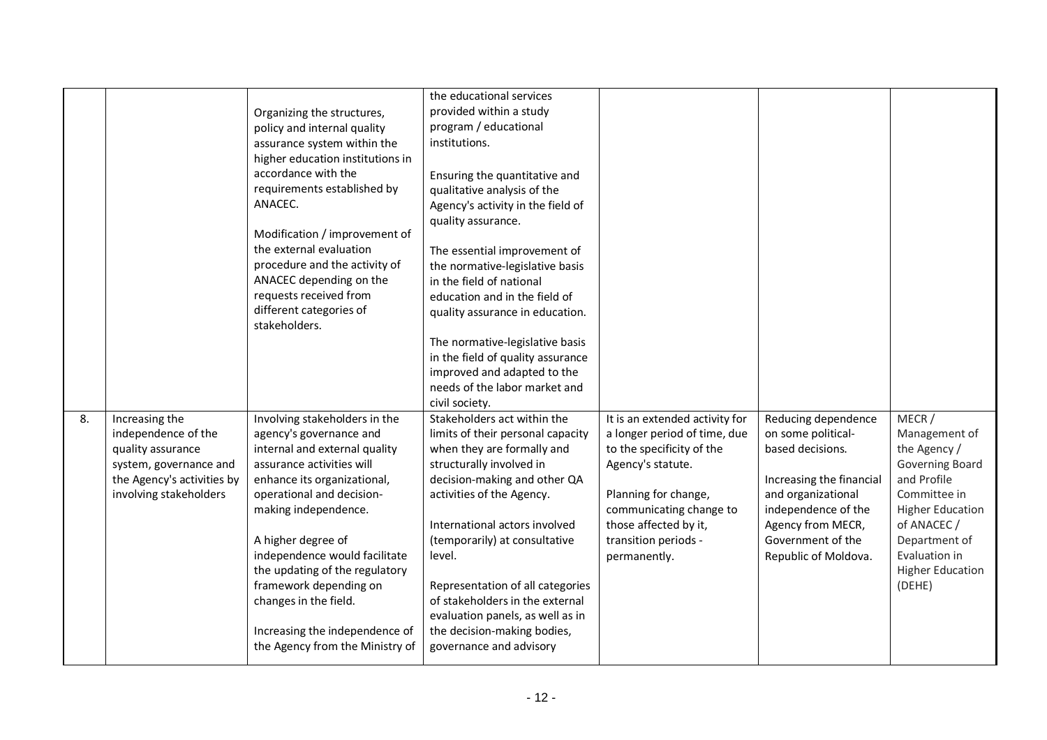| | | | | | | |
|---|---|---|---|---|---|---|
| | | Organizing the structures, policy and internal quality assurance system within the higher education institutions in accordance with the requirements established by ANACEC.<br><br>Modification / improvement of the external evaluation procedure and the activity of ANACEC depending on the requests received from different categories of stakeholders. | the educational services provided within a study program / educational institutions.<br><br>Ensuring the quantitative and qualitative analysis of the Agency's activity in the field of quality assurance.<br><br>The essential improvement of the normative-legislative basis in the field of national education and in the field of quality assurance in education.<br><br>The normative-legislative basis in the field of quality assurance improved and adapted to the needs of the labor market and civil society. | | | |
| 8. | Increasing the independence of the quality assurance system, governance and the Agency's activities by involving stakeholders | Involving stakeholders in the agency's governance and internal and external quality assurance activities will enhance its organizational, operational and decision-making independence.<br><br>A higher degree of independence would facilitate the updating of the regulatory framework depending on changes in the field.<br><br>Increasing the independence of the Agency from the Ministry of | Stakeholders act within the limits of their personal capacity when they are formally and structurally involved in decision-making and other QA activities of the Agency.<br><br>International actors involved (temporarily) at consultative level.<br><br>Representation of all categories of stakeholders in the external evaluation panels, as well as in the decision-making bodies, governance and advisory | It is an extended activity for a longer period of time, due to the specificity of the Agency's statute.<br><br>Planning for change, communicating change to those affected by it, transition periods - permanently. | Reducing dependence on some political-based decisions.<br><br>Increasing the financial and organizational independence of the Agency from MECR, Government of the Republic of Moldova. | MECR / Management of the Agency / Governing Board and Profile Committee in Higher Education of ANACEC / Department of Evaluation in Higher Education (DEHE) |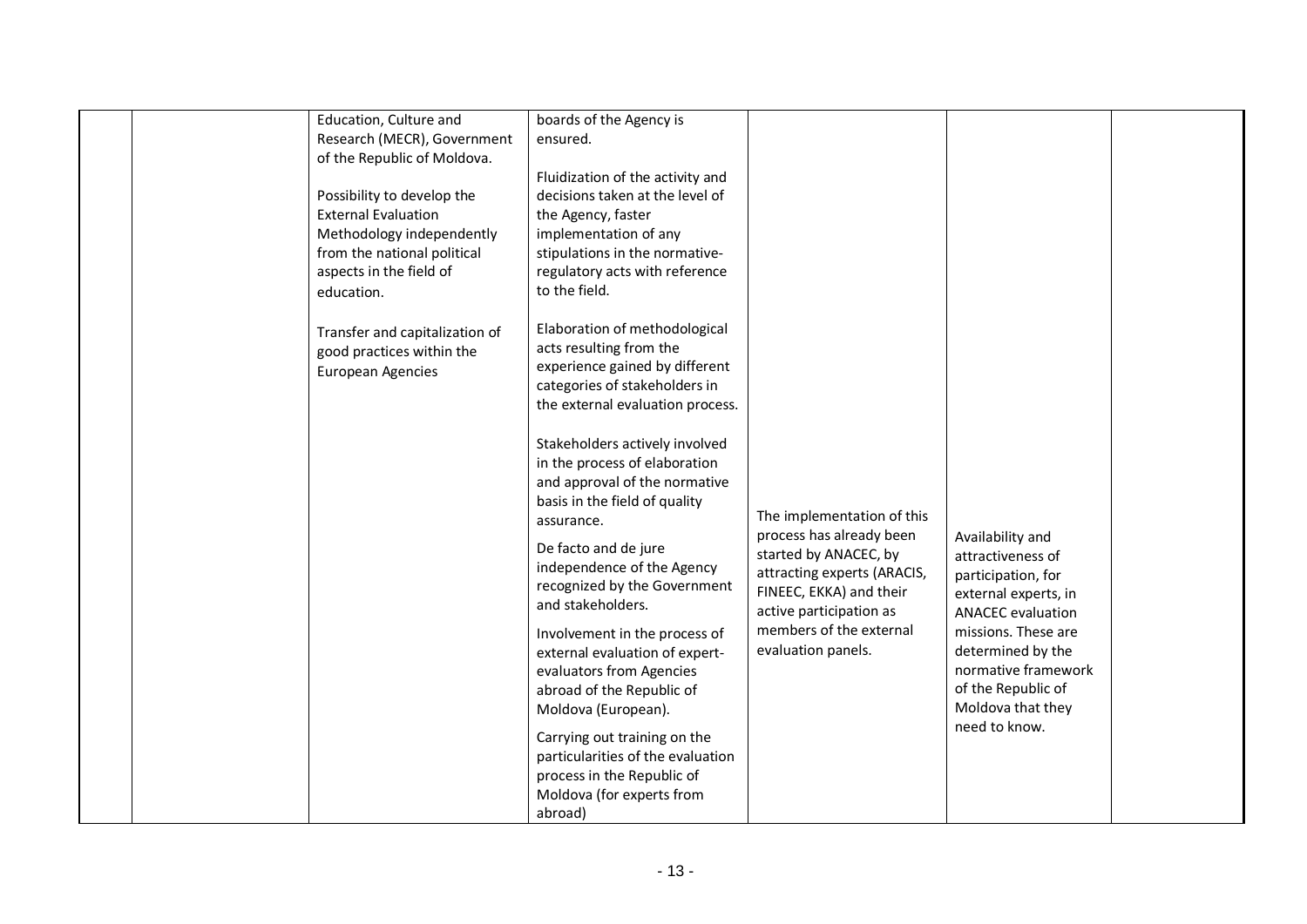|  |  |  |  |  |  |  |
|---|---|---|---|---|---|---|
|  |  | Education, Culture and Research (MECR), Government of the Republic of Moldova.<br><br>Possibility to develop the External Evaluation Methodology independently from the national political aspects in the field of education.<br><br>Transfer and capitalization of good practices within the European Agencies | boards of the Agency is ensured.<br><br>Fluidization of the activity and decisions taken at the level of the Agency, faster implementation of any stipulations in the normative-regulatory acts with reference to the field.<br><br>Elaboration of methodological acts resulting from the experience gained by different categories of stakeholders in the external evaluation process.<br><br>Stakeholders actively involved in the process of elaboration and approval of the normative basis in the field of quality assurance.<br><br>De facto and de jure independence of the Agency recognized by the Government and stakeholders.<br><br>Involvement in the process of external evaluation of expert-evaluators from Agencies abroad of the Republic of Moldova (European).<br><br>Carrying out training on the particularities of the evaluation process in the Republic of Moldova (for experts from abroad) | The implementation of this process has already been started by ANACEC, by attracting experts (ARACIS, FINEEC, EKKA) and their active participation as members of the external evaluation panels. | Availability and attractiveness of participation, for external experts, in ANACEC evaluation missions. These are determined by the normative framework of the Republic of Moldova that they need to know. |  |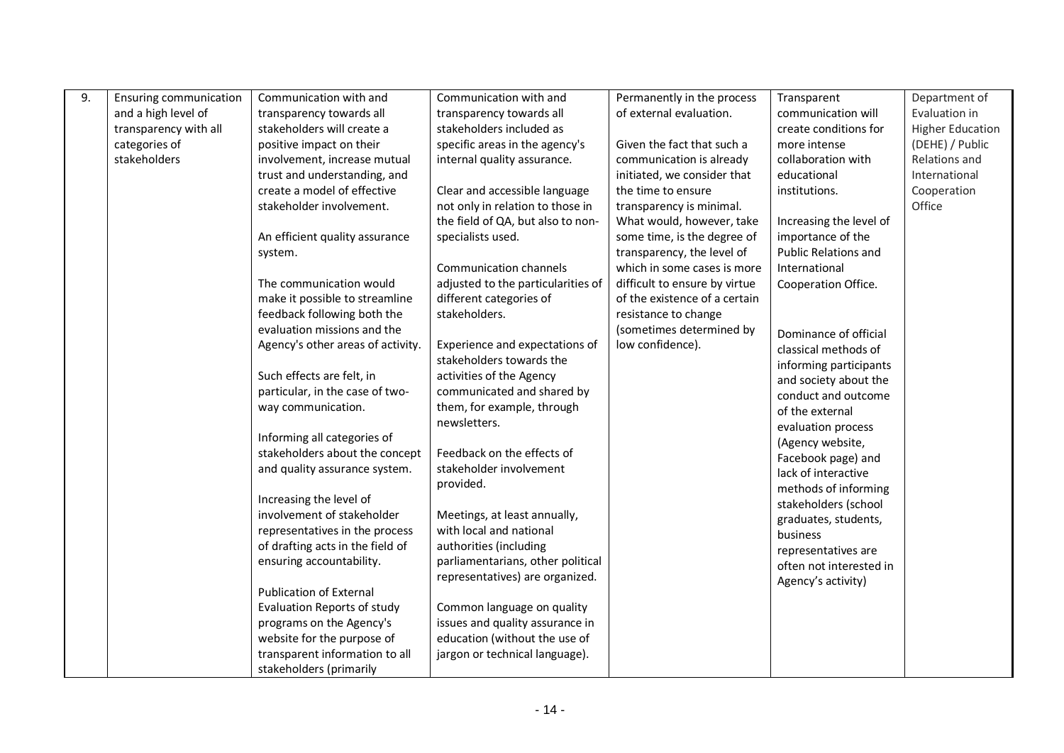| 9. | Ensuring communication and a high level of transparency with all categories of stakeholders | Communication with and transparency towards all stakeholders will create a positive impact on their involvement, increase mutual trust and understanding, and create a model of effective stakeholder involvement.<br><br>An efficient quality assurance system.<br><br>The communication would make it possible to streamline feedback following both the evaluation missions and the Agency's other areas of activity.<br><br>Such effects are felt, in particular, in the case of two-way communication.<br><br>Informing all categories of stakeholders about the concept and quality assurance system.<br><br>Increasing the level of involvement of stakeholder representatives in the process of drafting acts in the field of ensuring accountability.<br><br>Publication of External Evaluation Reports of study programs on the Agency's website for the purpose of transparent information to all stakeholders (primarily | Communication with and transparency towards all stakeholders included as specific areas in the agency's internal quality assurance.<br><br>Clear and accessible language not only in relation to those in the field of QA, but also to non-specialists used.<br><br>Communication channels adjusted to the particularities of different categories of stakeholders.<br><br>Experience and expectations of stakeholders towards the activities of the Agency communicated and shared by them, for example, through newsletters.<br><br>Feedback on the effects of stakeholder involvement provided.<br><br>Meetings, at least annually, with local and national authorities (including parliamentarians, other political representatives) are organized.<br><br>Common language on quality issues and quality assurance in education (without the use of jargon or technical language). | Permanently in the process of external evaluation.<br><br>Given the fact that such a communication is already initiated, we consider that the time to ensure transparency is minimal. What would, however, take some time, is the degree of transparency, the level of which in some cases is more difficult to ensure by virtue of the existence of a certain resistance to change (sometimes determined by low confidence). | Transparent communication will create conditions for more intense collaboration with educational institutions.<br><br>Increasing the level of importance of the Public Relations and International Cooperation Office.<br><br>Dominance of official classical methods of informing participants and society about the conduct and outcome of the external evaluation process (Agency website, Facebook page) and lack of interactive methods of informing stakeholders (school graduates, students, business representatives are often not interested in Agency's activity) | Department of Evaluation in Higher Education (DEHE) / Public Relations and International Cooperation Office |
|---|---|---|---|---|---|---|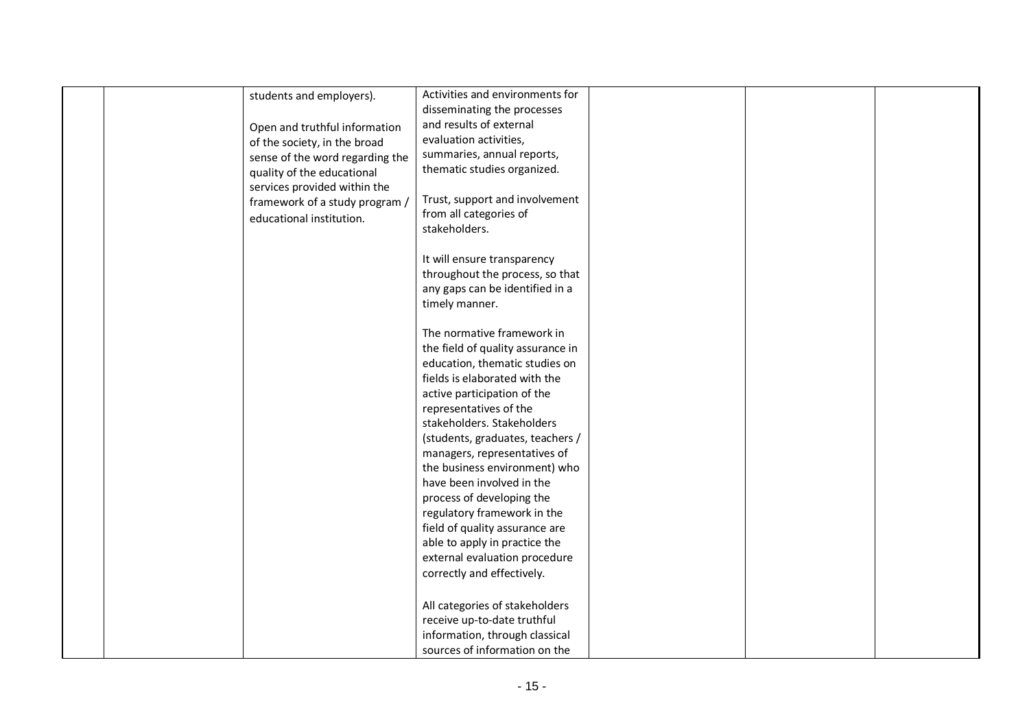|  |  |  |  |  |  |  |
|---|---|---|---|---|---|---|
|  |  | students and employers).<br><br>Open and truthful information of the society, in the broad sense of the word regarding the quality of the educational services provided within the framework of a study program / educational institution. | Activities and environments for disseminating the processes and results of external evaluation activities, summaries, annual reports, thematic studies organized.<br><br>Trust, support and involvement from all categories of stakeholders.<br><br>It will ensure transparency throughout the process, so that any gaps can be identified in a timely manner.<br><br>The normative framework in the field of quality assurance in education, thematic studies on fields is elaborated with the active participation of the representatives of the stakeholders. Stakeholders (students, graduates, teachers / managers, representatives of the business environment) who have been involved in the process of developing the regulatory framework in the field of quality assurance are able to apply in practice the external evaluation procedure correctly and effectively.<br><br>All categories of stakeholders receive up-to-date truthful information, through classical sources of information on the |  |  |  |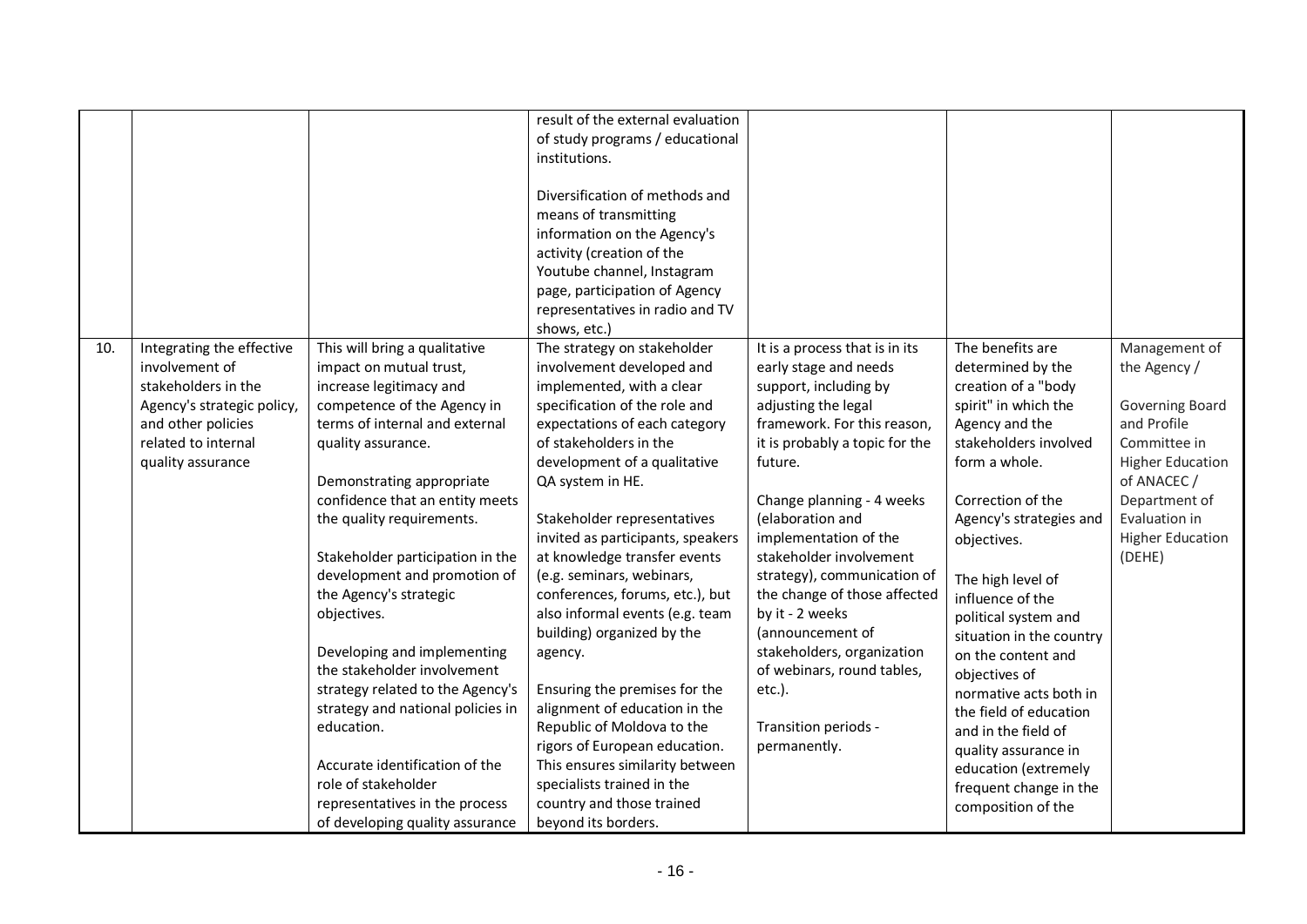| | | | | | | |
|---|---|---|---|---|---|---|
| | | | result of the external evaluation of study programs / educational institutions.<br><br>Diversification of methods and means of transmitting information on the Agency's activity (creation of the Youtube channel, Instagram page, participation of Agency representatives in radio and TV shows, etc.) | | | |
| 10. | Integrating the effective involvement of stakeholders in the Agency's strategic policy, and other policies related to internal quality assurance | This will bring a qualitative impact on mutual trust, increase legitimacy and competence of the Agency in terms of internal and external quality assurance.<br><br>Demonstrating appropriate confidence that an entity meets the quality requirements.<br><br>Stakeholder participation in the development and promotion of the Agency's strategic objectives.<br><br>Developing and implementing the stakeholder involvement strategy related to the Agency's strategy and national policies in education.<br><br>Accurate identification of the role of stakeholder representatives in the process of developing quality assurance | The strategy on stakeholder involvement developed and implemented, with a clear specification of the role and expectations of each category of stakeholders in the development of a qualitative QA system in HE.<br><br>Stakeholder representatives invited as participants, speakers at knowledge transfer events (e.g. seminars, webinars, conferences, forums, etc.), but also informal events (e.g. team building) organized by the agency.<br><br>Ensuring the premises for the alignment of education in the Republic of Moldova to the rigors of European education. This ensures similarity between specialists trained in the country and those trained beyond its borders. | It is a process that is in its early stage and needs support, including by adjusting the legal framework. For this reason, it is probably a topic for the future.<br><br>Change planning - 4 weeks (elaboration and implementation of the stakeholder involvement strategy), communication of the change of those affected by it - 2 weeks (announcement of stakeholders, organization of webinars, round tables, etc.).<br><br>Transition periods - permanently. | The benefits are determined by the creation of a "body spirit" in which the Agency and the stakeholders involved form a whole.<br><br>Correction of the Agency's strategies and objectives.<br><br>The high level of influence of the political system and situation in the country on the content and objectives of normative acts both in the field of education and in the field of quality assurance in education (extremely frequent change in the composition of the | Management of the Agency /<br><br>Governing Board and Profile Committee in Higher Education of ANACEC / Department of Evaluation in Higher Education (DEHE) |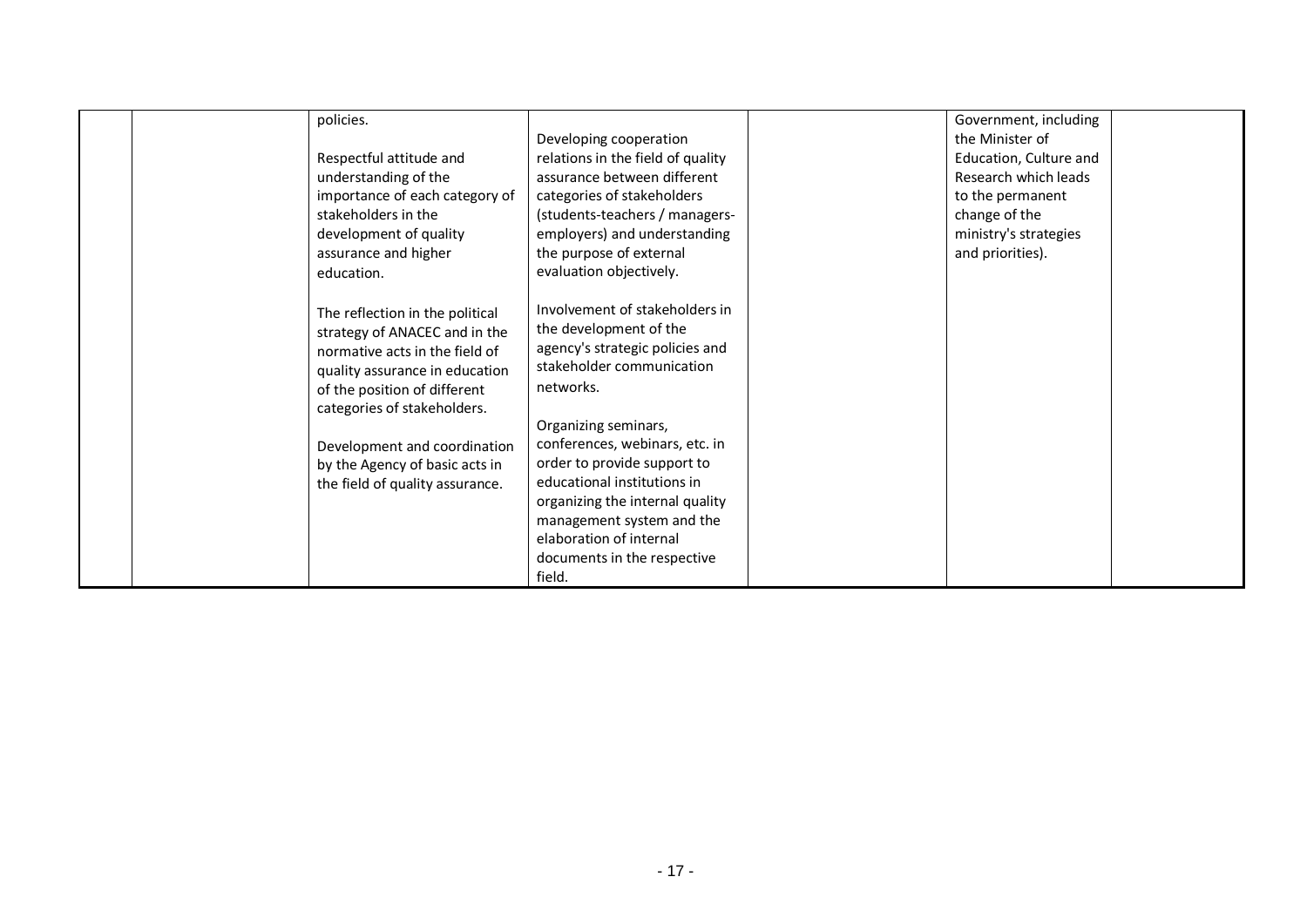| | | | | | | |
|---|---|---|---|---|---|---|
| | | policies.<br><br>Respectful attitude and understanding of the importance of each category of stakeholders in the development of quality assurance and higher education.<br><br>The reflection in the political strategy of ANACEC and in the normative acts in the field of quality assurance in education of the position of different categories of stakeholders.<br><br>Development and coordination by the Agency of basic acts in the field of quality assurance. | Developing cooperation relations in the field of quality assurance between different categories of stakeholders (students-teachers / managers-employers) and understanding the purpose of external evaluation objectively.<br><br>Involvement of stakeholders in the development of the agency's strategic policies and stakeholder communication networks.<br><br>Organizing seminars, conferences, webinars, etc. in order to provide support to educational institutions in organizing the internal quality management system and the elaboration of internal documents in the respective field. | | Government, including the Minister of Education, Culture and Research which leads to the permanent change of the ministry's strategies and priorities). | |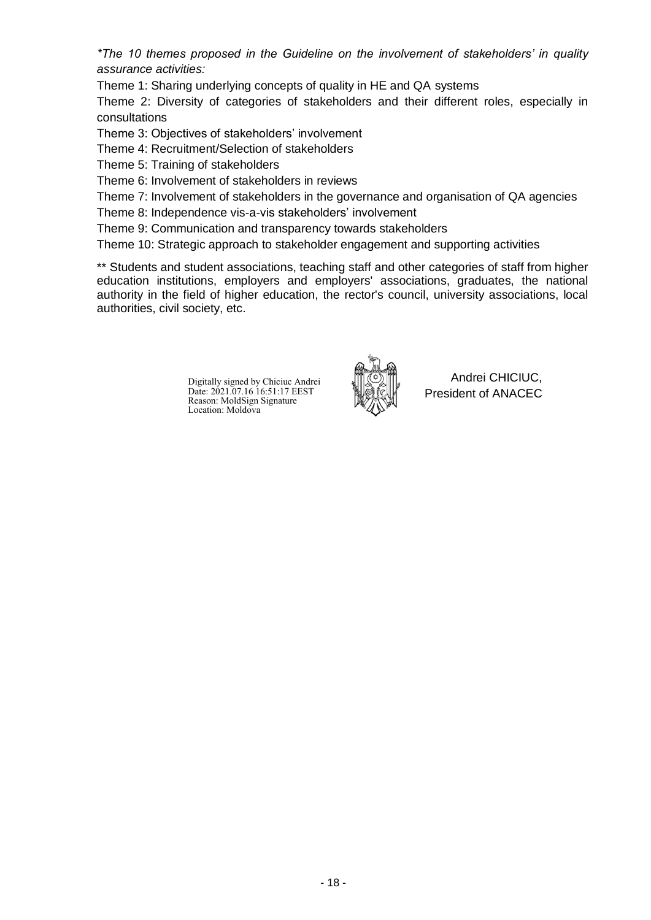*\*The 10 themes proposed in the Guideline on the involvement of stakeholders' in quality assurance activities:*

Theme 1: Sharing underlying concepts of quality in HE and QA systems

Theme 2: Diversity of categories of stakeholders and their different roles, especially in consultations

Theme 3: Objectives of stakeholders' involvement

Theme 4: Recruitment/Selection of stakeholders

Theme 5: Training of stakeholders

Theme 6: Involvement of stakeholders in reviews

Theme 7: Involvement of stakeholders in the governance and organisation of QA agencies

Theme 8: Independence vis-a-vis stakeholders' involvement

Theme 9: Communication and transparency towards stakeholders

Theme 10: Strategic approach to stakeholder engagement and supporting activities

** Students and student associations, teaching staff and other categories of staff from higher education institutions, employers and employers' associations, graduates, the national authority in the field of higher education, the rector's council, university associations, local authorities, civil society, etc.

Digitally signed by Chiciuc Andrei
Date: 2021.07.16 16:51:17 EEST
Reason: MoldSign Signature
Location: Moldova

Andrei CHICIUC,
President of ANACEC